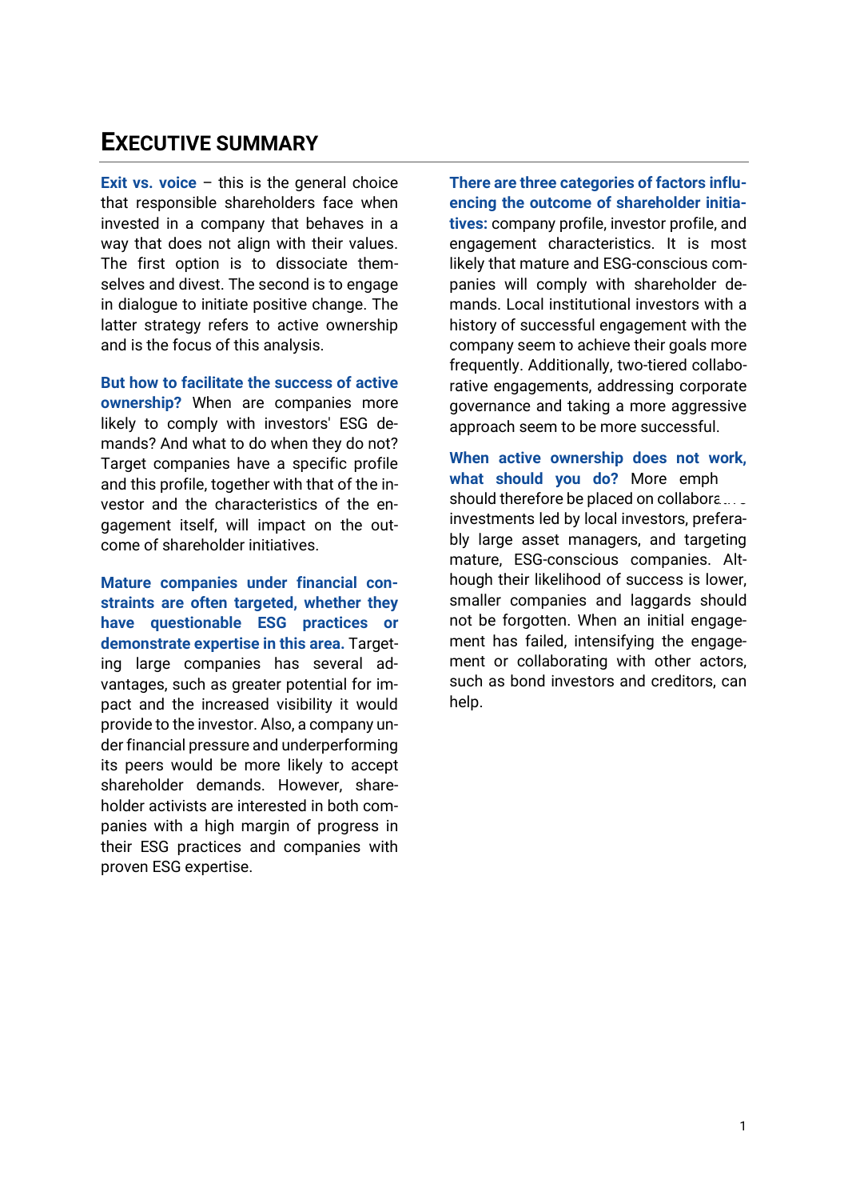# Executive Summary

**Exit vs. voice** – this is the general choice that responsible shareholders face when invested in a company that behaves in a way that does not align with their values. The first option is to dissociate themselves and divest. The second is to engage in dialogue to initiate positive change. The latter strategy refers to active ownership and is the focus of this analysis.

**But how to facilitate the success of active ownership?** When are companies more likely to comply with investors' ESG demands? And what to do when they do not? Target companies have a specific profile and this profile, together with that of the investor and the characteristics of the engagement itself, will impact on the outcome of shareholder initiatives.

**Mature companies under financial constraints are often targeted, whether they have questionable ESG practices or demonstrate expertise in this area.** Targeting large companies has several advantages, such as greater potential for impact and the increased visibility it would provide to the investor. Also, a company under financial pressure and underperforming its peers would be more likely to accept shareholder demands. However, shareholder activists are interested in both companies with a high margin of progress in their ESG practices and companies with proven ESG expertise.

**There are three categories of factors influencing the outcome of shareholder initiatives:** company profile, investor profile, and engagement characteristics. It is most likely that mature and ESG-conscious companies will comply with shareholder demands. Local institutional investors with a history of successful engagement with the company seem to achieve their goals more frequently. Additionally, two-tiered collaborative engagements, addressing corporate governance and taking a more aggressive approach seem to be more successful.

**When active ownership does not work, what should you do?** More emph should therefore be placed on collabora... investments led by local investors, preferably large asset managers, and targeting mature, ESG-conscious companies. Although their likelihood of success is lower, smaller companies and laggards should not be forgotten. When an initial engagement has failed, intensifying the engagement or collaborating with other actors, such as bond investors and creditors, can help.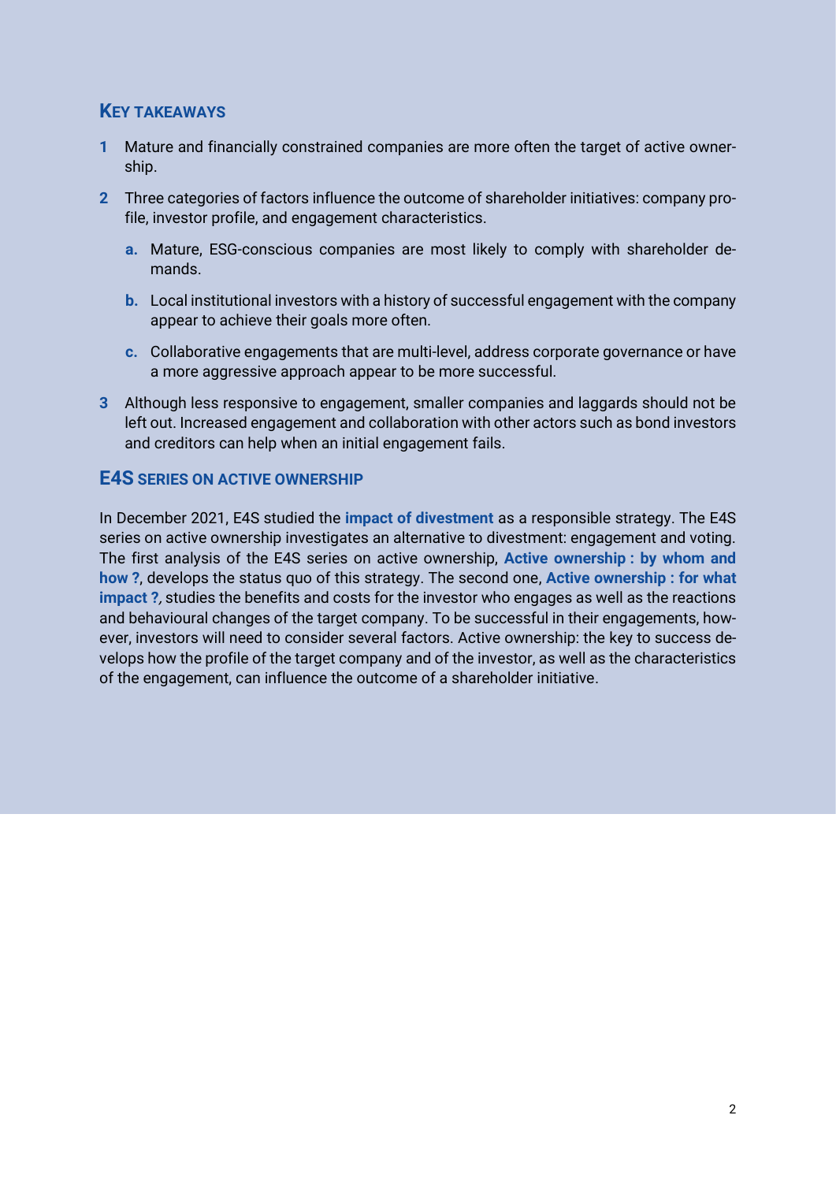## KEY TAKEAWAYS

1. Mature and financially constrained companies are more often the target of active ownership.
2. Three categories of factors influence the outcome of shareholder initiatives: company profile, investor profile, and engagement characteristics.
   a. Mature, ESG-conscious companies are most likely to comply with shareholder demands.
   b. Local institutional investors with a history of successful engagement with the company appear to achieve their goals more often.
   c. Collaborative engagements that are multi-level, address corporate governance or have a more aggressive approach appear to be more successful.
3. Although less responsive to engagement, smaller companies and laggards should not be left out. Increased engagement and collaboration with other actors such as bond investors and creditors can help when an initial engagement fails.

## E4S SERIES ON ACTIVE OWNERSHIP

In December 2021, E4S studied the **impact of divestment** as a responsible strategy. The E4S series on active ownership investigates an alternative to divestment: engagement and voting. The first analysis of the E4S series on active ownership, **Active ownership : by whom and how ?**, develops the status quo of this strategy. The second one, **Active ownership : for what impact ?**, studies the benefits and costs for the investor who engages as well as the reactions and behavioural changes of the target company. To be successful in their engagements, however, investors will need to consider several factors. Active ownership: the key to success develops how the profile of the target company and of the investor, as well as the characteristics of the engagement, can influence the outcome of a shareholder initiative.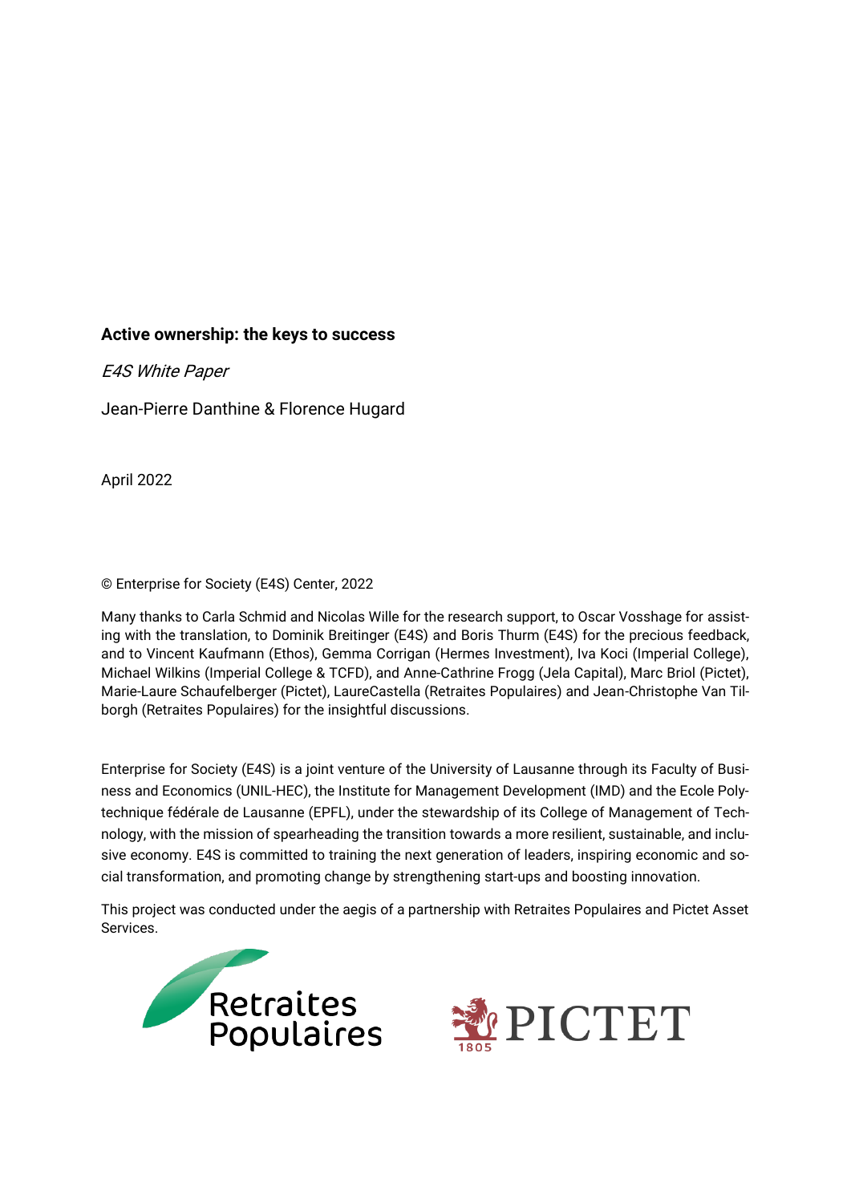**Active ownership: the keys to success**

*E4S White Paper*

Jean-Pierre Danthine & Florence Hugard

April 2022

© Enterprise for Society (E4S) Center, 2022

Many thanks to Carla Schmid and Nicolas Wille for the research support, to Oscar Vosshage for assisting with the translation, to Dominik Breitinger (E4S) and Boris Thurm (E4S) for the precious feedback, and to Vincent Kaufmann (Ethos), Gemma Corrigan (Hermes Investment), Iva Koci (Imperial College), Michael Wilkins (Imperial College & TCFD), and Anne-Cathrine Frogg (Jela Capital), Marc Briol (Pictet), Marie-Laure Schaufelberger (Pictet), LaureCastella (Retraites Populaires) and Jean-Christophe Van Tilborgh (Retraites Populaires) for the insightful discussions.

Enterprise for Society (E4S) is a joint venture of the University of Lausanne through its Faculty of Business and Economics (UNIL-HEC), the Institute for Management Development (IMD) and the Ecole Polytechnique fédérale de Lausanne (EPFL), under the stewardship of its College of Management of Technology, with the mission of spearheading the transition towards a more resilient, sustainable, and inclusive economy. E4S is committed to training the next generation of leaders, inspiring economic and social transformation, and promoting change by strengthening start-ups and boosting innovation.

This project was conducted under the aegis of a partnership with Retraites Populaires and Pictet Asset Services.

Retraites Populaires

PICTET 1805